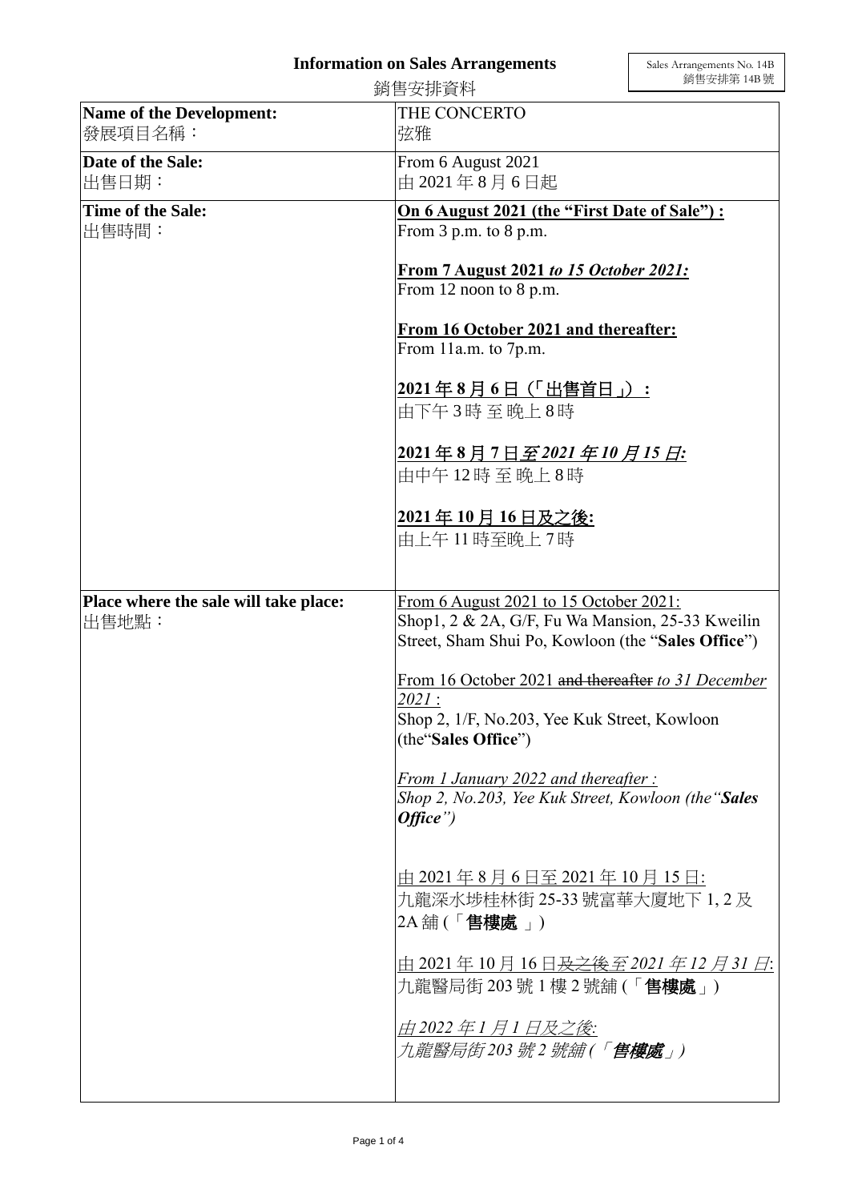# Information on Sales Arrangements

銷售安排資料

Sales Arrangements No. 14B
銷售安排第 14B 號

| Name of the Development:<br>發展項目名稱： | THE CONCERTO<br>弦雅 |
|---|---|
| Date of the Sale:<br>出售日期： | From 6 August 2021<br>由 2021 年 8 月 6 日起 |
| Time of the Sale:<br>出售時間： | **On 6 August 2021 (the "First Date of Sale") :**<br>From 3 p.m. to 8 p.m.<br><br>**From 7 August 2021 *to 15 October 2021:***<br>From 12 noon to 8 p.m.<br><br>**From 16 October 2021 and thereafter:**<br>From 11a.m. to 7p.m.<br><br>**2021 年 8 月 6 日（「出售首日」）：**<br>由下午 3 時 至 晚上 8 時<br><br>**2021 年 8 月 7 日*至 2021 年 10 月 15 日:***<br>由中午 12 時 至 晚上 8 時<br><br>**2021 年 10 月 16 日及之後:**<br>由上午 11 時至晚上 7 時 |
| Place where the sale will take place:<br>出售地點： | From 6 August 2021 to 15 October 2021:<br>Shop1, 2 & 2A, G/F, Fu Wa Mansion, 25-33 Kweilin Street, Sham Shui Po, Kowloon (the "**Sales Office**")<br><br>From 16 October 2021 ~~and thereafter~~ *to 31 December 2021* :<br>Shop 2, 1/F, No.203, Yee Kuk Street, Kowloon (the"**Sales Office**")<br><br>*From 1 January 2022 and thereafter :*<br>*Shop 2, No.203, Yee Kuk Street, Kowloon (the"**Sales Office**")*<br><br>由 2021 年 8 月 6 日至 2021 年 10 月 15 日:<br>九龍深水埗桂林街 25-33 號富華大廈地下 1, 2 及 2A 舖 (「**售樓處**」)<br><br>由 2021 年 10 月 16 日~~及之後~~*至 2021 年 12 月 31 日*:<br>九龍醫局街 203 號 1 樓 2 號舖 (「**售樓處**」)<br><br>*由 2022 年 1 月 1 日及之後:*<br>*九龍醫局街 203 號 2 號舖 (「**售樓處**」)* |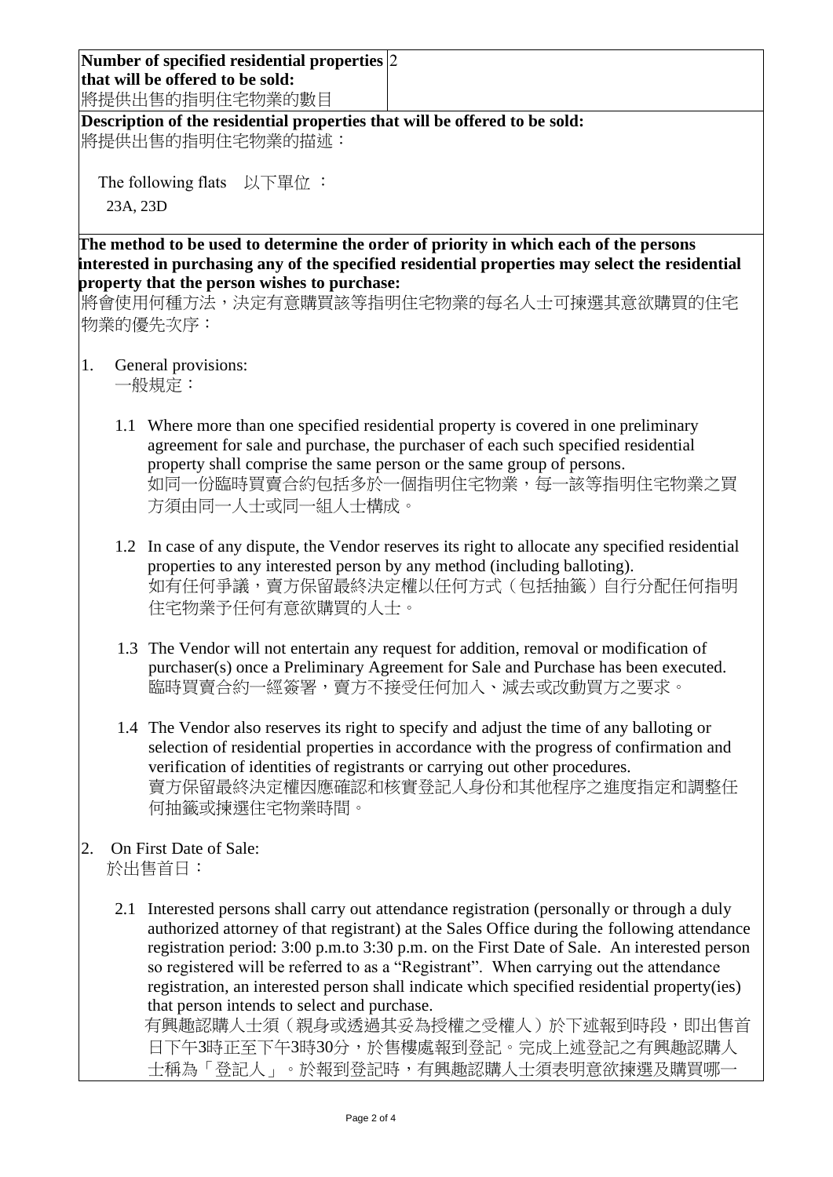| **Number of specified residential properties that will be offered to be sold:** 將提供出售的指明住宅物業的數目 | 2 |
|---|---|

**Description of the residential properties that will be offered to be sold:**
將提供出售的指明住宅物業的描述：

The following flats 以下單位 ：

23A, 23D

**The method to be used to determine the order of priority in which each of the persons interested in purchasing any of the specified residential properties may select the residential property that the person wishes to purchase:**
將會使用何種方法，決定有意購買該等指明住宅物業的每名人士可揀選其意欲購買的住宅物業的優先次序：

1. General provisions:
   一般規定：

   1.1 Where more than one specified residential property is covered in one preliminary agreement for sale and purchase, the purchaser of each such specified residential property shall comprise the same person or the same group of persons.
   如同一份臨時買賣合約包括多於一個指明住宅物業，每一該等指明住宅物業之買方須由同一人士或同一組人士構成。

   1.2 In case of any dispute, the Vendor reserves its right to allocate any specified residential properties to any interested person by any method (including balloting).
   如有任何爭議，賣方保留最終決定權以任何方式（包括抽籤）自行分配任何指明住宅物業予任何有意欲購買的人士。

   1.3 The Vendor will not entertain any request for addition, removal or modification of purchaser(s) once a Preliminary Agreement for Sale and Purchase has been executed.
   臨時買賣合約一經簽署，賣方不接受任何加入、減去或改動買方之要求。

   1.4 The Vendor also reserves its right to specify and adjust the time of any balloting or selection of residential properties in accordance with the progress of confirmation and verification of identities of registrants or carrying out other procedures.
   賣方保留最終決定權因應確認和核實登記人身份和其他程序之進度指定和調整任何抽籤或揀選住宅物業時間。

2. On First Date of Sale:
   於出售首日：

   2.1 Interested persons shall carry out attendance registration (personally or through a duly authorized attorney of that registrant) at the Sales Office during the following attendance registration period: 3:00 p.m.to 3:30 p.m. on the First Date of Sale. An interested person so registered will be referred to as a "Registrant". When carrying out the attendance registration, an interested person shall indicate which specified residential property(ies) that person intends to select and purchase.
   有興趣認購人士須（親身或透過其妥為授權之受權人）於下述報到時段，即出售首日下午3時正至下午3時30分，於售樓處報到登記。完成上述登記之有興趣認購人士稱為「登記人」。於報到登記時，有興趣認購人士須表明意欲揀選及購買哪一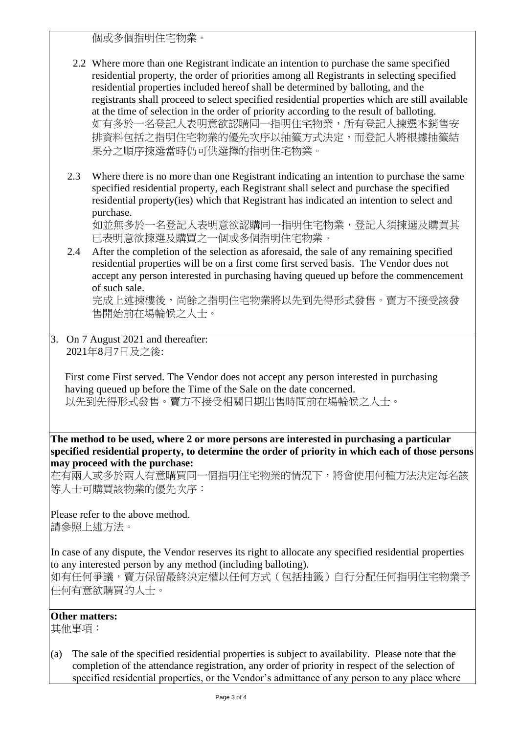個或多個指明住宅物業。

2.2 Where more than one Registrant indicate an intention to purchase the same specified residential property, the order of priorities among all Registrants in selecting specified residential properties included hereof shall be determined by balloting, and the registrants shall proceed to select specified residential properties which are still available at the time of selection in the order of priority according to the result of balloting.
如有多於一名登記人表明意欲認購同一指明住宅物業，所有登記人揀選本銷售安排資料包括之指明住宅物業的優先次序以抽籤方式決定，而登記人將根據抽籤結果分之順序揀選當時仍可供選擇的指明住宅物業。

2.3 Where there is no more than one Registrant indicating an intention to purchase the same specified residential property, each Registrant shall select and purchase the specified residential property(ies) which that Registrant has indicated an intention to select and purchase.
如並無多於一名登記人表明意欲認購同一指明住宅物業，登記人須揀選及購買其已表明意欲揀選及購買之一個或多個指明住宅物業。

2.4 After the completion of the selection as aforesaid, the sale of any remaining specified residential properties will be on a first come first served basis. The Vendor does not accept any person interested in purchasing having queued up before the commencement of such sale.
完成上述揀樓後，尚餘之指明住宅物業將以先到先得形式發售。賣方不接受該發售開始前在場輪候之人士。

3. On 7 August 2021 and thereafter:
2021年8月7日及之後:

First come First served. The Vendor does not accept any person interested in purchasing having queued up before the Time of the Sale on the date concerned.
以先到先得形式發售。賣方不接受相關日期出售時間前在場輪候之人士。

**The method to be used, where 2 or more persons are interested in purchasing a particular specified residential property, to determine the order of priority in which each of those persons may proceed with the purchase:**
在有兩人或多於兩人有意購買同一個指明住宅物業的情況下，將會使用何種方法決定每名該等人士可購買該物業的優先次序：

Please refer to the above method.
請參照上述方法。

In case of any dispute, the Vendor reserves its right to allocate any specified residential properties to any interested person by any method (including balloting).
如有任何爭議，賣方保留最終決定權以任何方式（包括抽籤）自行分配任何指明住宅物業予任何有意欲購買的人士。

**Other matters:**
其他事項：

(a) The sale of the specified residential properties is subject to availability. Please note that the completion of the attendance registration, any order of priority in respect of the selection of specified residential properties, or the Vendor's admittance of any person to any place where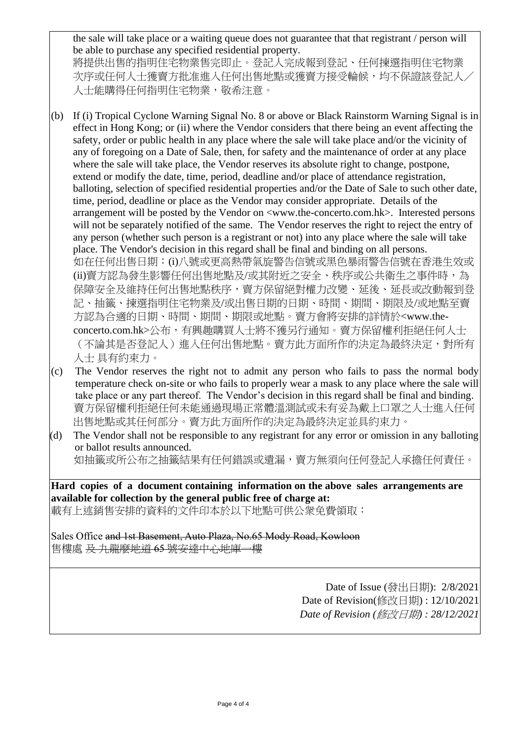the sale will take place or a waiting queue does not guarantee that that registrant / person will be able to purchase any specified residential property.
將提供出售的指明住宅物業售完即止。登記人完成報到登記、任何揀選指明住宅物業次序或任何人士獲賣方批准進入任何出售地點或獲賣方接受輪候，均不保證該登記人／人士能購得任何指明住宅物業，敬希注意。

(b) If (i) Tropical Cyclone Warning Signal No. 8 or above or Black Rainstorm Warning Signal is in effect in Hong Kong; or (ii) where the Vendor considers that there being an event affecting the safety, order or public health in any place where the sale will take place and/or the vicinity of any of foregoing on a Date of Sale, then, for safety and the maintenance of order at any place where the sale will take place, the Vendor reserves its absolute right to change, postpone, extend or modify the date, time, period, deadline and/or place of attendance registration, balloting, selection of specified residential properties and/or the Date of Sale to such other date, time, period, deadline or place as the Vendor may consider appropriate. Details of the arrangement will be posted by the Vendor on <www.the-concerto.com.hk>. Interested persons will not be separately notified of the same. The Vendor reserves the right to reject the entry of any person (whether such person is a registrant or not) into any place where the sale will take place. The Vendor's decision in this regard shall be final and binding on all persons.
如在任何出售日期：(i)八號或更高熱帶氣旋警告信號或黑色暴雨警告信號在香港生效或(ii)賣方認為發生影響任何出售地點及/或其附近之安全、秩序或公共衛生之事件時，為保障安全及維持任何出售地點秩序，賣方保留絕對權力改變、延後、延長或改動報到登記、抽籤、揀選指明住宅物業及/或出售日期的日期、時間、期間、期限及/或地點至賣方認為合適的日期、時間、期間、期限或地點。賣方會將安排的詳情於<www.the-concerto.com.hk>公布，有興趣購買人士將不獲另行通知。賣方保留權利拒絕任何人士（不論其是否登記人）進入任何出售地點。賣方此方面所作的決定為最終決定，對所有人士 具有約束力。

(c) The Vendor reserves the right not to admit any person who fails to pass the normal body temperature check on-site or who fails to properly wear a mask to any place where the sale will take place or any part thereof. The Vendor's decision in this regard shall be final and binding.
賣方保留權利拒絕任何未能通過現場正常體溫測試或未有妥為戴上口罩之人士進入任何出售地點或其任何部分。賣方此方面所作的決定為最終決定並具約束力。

(d) The Vendor shall not be responsible to any registrant for any error or omission in any balloting or ballot results announced.
如抽籤或所公布之抽籤結果有任何錯誤或遺漏，賣方無須向任何登記人承擔任何責任。

**Hard copies of a document containing information on the above sales arrangements are available for collection by the general public free of charge at:**
載有上述銷售安排的資料的文件印本於以下地點可供公眾免費領取：

Sales Office ~~and 1st Basement, Auto Plaza, No.65 Mody Road, Kowloon~~
售樓處 ~~及 九龍麼地道 65 號安達中心地庫一樓~~

Date of Issue (發出日期): 2/8/2021
Date of Revision(修改日期) : 12/10/2021
*Date of Revision (修改日期) : 28/12/2021*